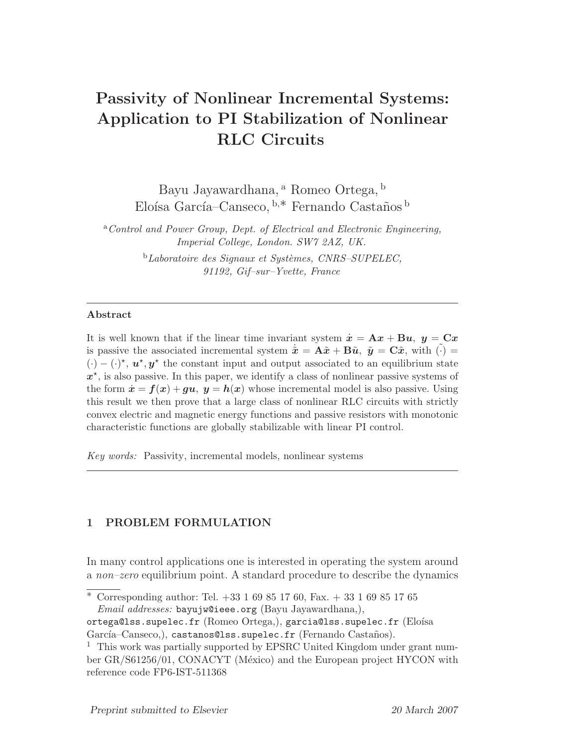# Passivity of Nonlinear Incremental Systems: Application to PI Stabilization of Nonlinear RLC Circuits

Bayu Jayawardhana, [a] Romeo Ortega, [b] Eloísa García–Canseco, [b,*] Fernando Castaños [b]

[a] *Control and Power Group, Dept. of Electrical and Electronic Engineering, Imperial College, London. SW7 2AZ, UK.*

[b] *Laboratoire des Signaux et Systèmes, CNRS–SUPELEC, 91192, Gif–sur–Yvette, France*

---

**Abstract**

It is well known that if the linear time invariant system $\dot{\boldsymbol{x}} = \mathbf{A}\boldsymbol{x} + \mathbf{B}\boldsymbol{u},\ \boldsymbol{y} = \mathbf{C}\boldsymbol{x}$ is passive the associated incremental system $\dot{\tilde{\boldsymbol{x}}} = \mathbf{A}\tilde{\boldsymbol{x}} + \mathbf{B}\tilde{\boldsymbol{u}},\ \tilde{\boldsymbol{y}} = \mathbf{C}\tilde{\boldsymbol{x}}$, with $\tilde{(\cdot)} = (\cdot) - (\cdot)^\star$, $\boldsymbol{u}^\star, \boldsymbol{y}^\star$ the constant input and output associated to an equilibrium state $\boldsymbol{x}^\star$, is also passive. In this paper, we identify a class of nonlinear passive systems of the form $\dot{\boldsymbol{x}} = \boldsymbol{f}(\boldsymbol{x}) + \boldsymbol{g}\boldsymbol{u},\ \boldsymbol{y} = \boldsymbol{h}(\boldsymbol{x})$ whose incremental model is also passive. Using this result we then prove that a large class of nonlinear RLC circuits with strictly convex electric and magnetic energy functions and passive resistors with monotonic characteristic functions are globally stabilizable with linear PI control.

*Key words:* Passivity, incremental models, nonlinear systems

---

## 1 PROBLEM FORMULATION

In many control applications one is interested in operating the system around a *non–zero* equilibrium point. A standard procedure to describe the dynamics

---

\* Corresponding author: Tel. +33 1 69 85 17 60, Fax. + 33 1 69 85 17 65
*Email addresses:* `bayujw@ieee.org` (Bayu Jayawardhana,), `ortega@lss.supelec.fr` (Romeo Ortega,), `garcia@lss.supelec.fr` (Eloísa García–Canseco,), `castanos@lss.supelec.fr` (Fernando Castaños).

[1] This work was partially supported by EPSRC United Kingdom under grant number GR/S61256/01, CONACYT (México) and the European project HYCON with reference code FP6-IST-511368

*Preprint submitted to Elsevier* — *20 March 2007*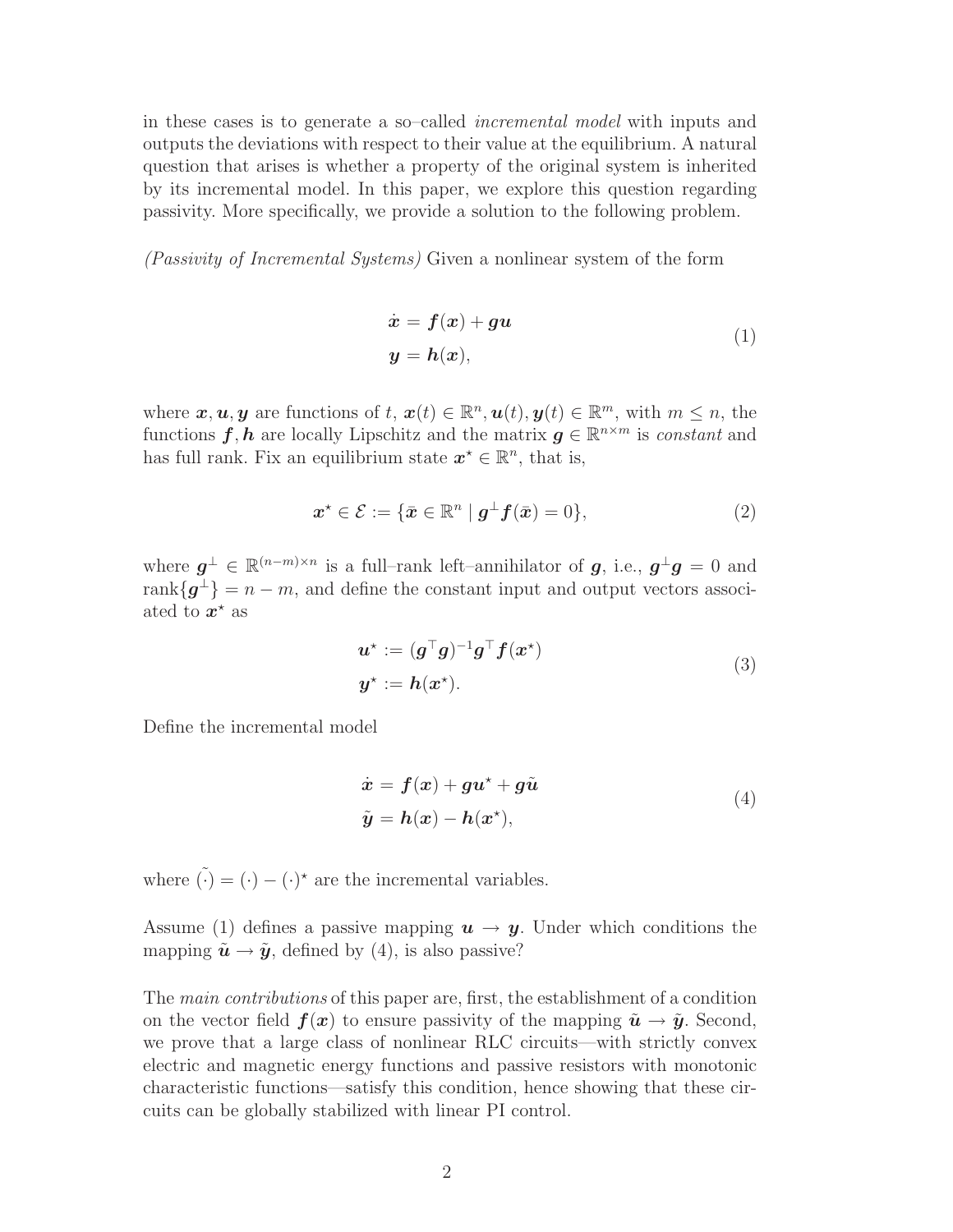in these cases is to generate a so–called *incremental model* with inputs and outputs the deviations with respect to their value at the equilibrium. A natural question that arises is whether a property of the original system is inherited by its incremental model. In this paper, we explore this question regarding passivity. More specifically, we provide a solution to the following problem.

*(Passivity of Incremental Systems)* Given a nonlinear system of the form

$$
\begin{aligned}
\dot{\boldsymbol{x}} &= \boldsymbol{f}(\boldsymbol{x}) + \boldsymbol{g}\boldsymbol{u} \\
\boldsymbol{y} &= \boldsymbol{h}(\boldsymbol{x}),
\end{aligned}
\tag{1}
$$

where $\boldsymbol{x}, \boldsymbol{u}, \boldsymbol{y}$ are functions of $t$, $\boldsymbol{x}(t) \in \mathbb{R}^n, \boldsymbol{u}(t), \boldsymbol{y}(t) \in \mathbb{R}^m$, with $m \leq n$, the functions $\boldsymbol{f}, \boldsymbol{h}$ are locally Lipschitz and the matrix $\boldsymbol{g} \in \mathbb{R}^{n \times m}$ is *constant* and has full rank. Fix an equilibrium state $\boldsymbol{x}^\star \in \mathbb{R}^n$, that is,

$$
\boldsymbol{x}^\star \in \mathcal{E} := \{\bar{\boldsymbol{x}} \in \mathbb{R}^n \mid \boldsymbol{g}^\perp \boldsymbol{f}(\bar{\boldsymbol{x}}) = 0\},
\tag{2}
$$

where $\boldsymbol{g}^\perp \in \mathbb{R}^{(n-m)\times n}$ is a full–rank left–annihilator of $\boldsymbol{g}$, i.e., $\boldsymbol{g}^\perp \boldsymbol{g} = 0$ and $\mathrm{rank}\{\boldsymbol{g}^\perp\} = n - m$, and define the constant input and output vectors associated to $\boldsymbol{x}^\star$ as

$$
\begin{aligned}
\boldsymbol{u}^\star &:= (\boldsymbol{g}^\top \boldsymbol{g})^{-1} \boldsymbol{g}^\top \boldsymbol{f}(\boldsymbol{x}^\star) \\
\boldsymbol{y}^\star &:= \boldsymbol{h}(\boldsymbol{x}^\star).
\end{aligned}
\tag{3}
$$

Define the incremental model

$$
\begin{aligned}
\dot{\boldsymbol{x}} &= \boldsymbol{f}(\boldsymbol{x}) + \boldsymbol{g}\boldsymbol{u}^\star + \boldsymbol{g}\tilde{\boldsymbol{u}} \\
\tilde{\boldsymbol{y}} &= \boldsymbol{h}(\boldsymbol{x}) - \boldsymbol{h}(\boldsymbol{x}^\star),
\end{aligned}
\tag{4}
$$

where $\tilde{(\cdot)} = (\cdot) - (\cdot)^\star$ are the incremental variables.

Assume (1) defines a passive mapping $\boldsymbol{u} \to \boldsymbol{y}$. Under which conditions the mapping $\tilde{\boldsymbol{u}} \to \tilde{\boldsymbol{y}}$, defined by (4), is also passive?

The *main contributions* of this paper are, first, the establishment of a condition on the vector field $\boldsymbol{f}(\boldsymbol{x})$ to ensure passivity of the mapping $\tilde{\boldsymbol{u}} \to \tilde{\boldsymbol{y}}$. Second, we prove that a large class of nonlinear RLC circuits—with strictly convex electric and magnetic energy functions and passive resistors with monotonic characteristic functions—satisfy this condition, hence showing that these circuits can be globally stabilized with linear PI control.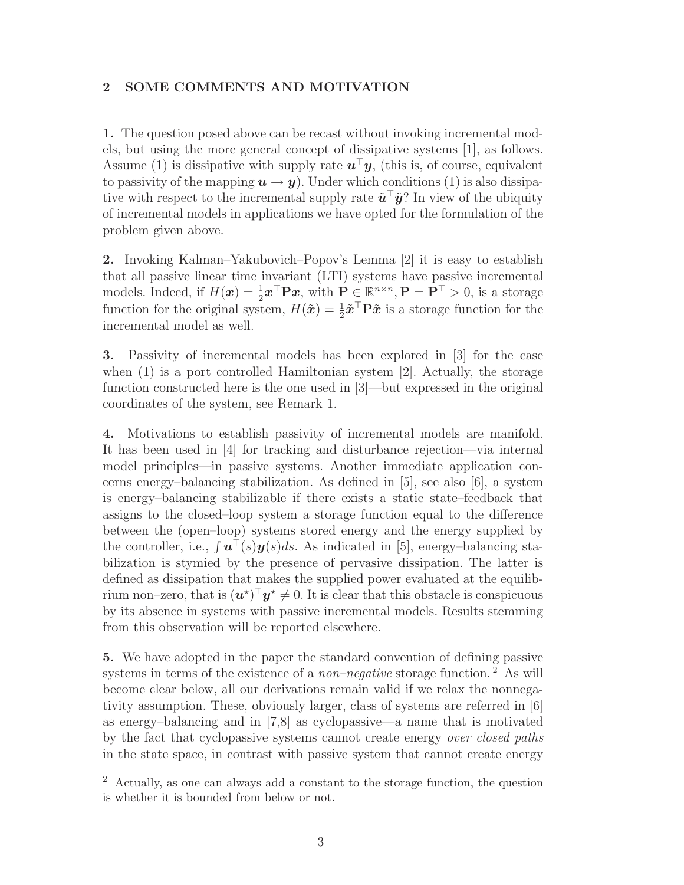## 2 SOME COMMENTS AND MOTIVATION

**1.** The question posed above can be recast without invoking incremental models, but using the more general concept of dissipative systems [1], as follows. Assume (1) is dissipative with supply rate $\boldsymbol{u}^\top \boldsymbol{y}$, (this is, of course, equivalent to passivity of the mapping $\boldsymbol{u} \to \boldsymbol{y}$). Under which conditions (1) is also dissipative with respect to the incremental supply rate $\tilde{\boldsymbol{u}}^\top \tilde{\boldsymbol{y}}$? In view of the ubiquity of incremental models in applications we have opted for the formulation of the problem given above.

**2.** Invoking Kalman–Yakubovich–Popov's Lemma [2] it is easy to establish that all passive linear time invariant (LTI) systems have passive incremental models. Indeed, if $H(\boldsymbol{x}) = \frac{1}{2}\boldsymbol{x}^\top \mathbf{P}\boldsymbol{x}$, with $\mathbf{P} \in \mathbb{R}^{n\times n}, \mathbf{P} = \mathbf{P}^\top > 0$, is a storage function for the original system, $H(\tilde{\boldsymbol{x}}) = \frac{1}{2}\tilde{\boldsymbol{x}}^\top \mathbf{P}\tilde{\boldsymbol{x}}$ is a storage function for the incremental model as well.

**3.** Passivity of incremental models has been explored in [3] for the case when (1) is a port controlled Hamiltonian system [2]. Actually, the storage function constructed here is the one used in [3]—but expressed in the original coordinates of the system, see Remark 1.

**4.** Motivations to establish passivity of incremental models are manifold. It has been used in [4] for tracking and disturbance rejection—via internal model principles—in passive systems. Another immediate application concerns energy–balancing stabilization. As defined in [5], see also [6], a system is energy–balancing stabilizable if there exists a static state–feedback that assigns to the closed–loop system a storage function equal to the difference between the (open–loop) systems stored energy and the energy supplied by the controller, i.e., $\int \boldsymbol{u}^\top(s)\boldsymbol{y}(s)ds$. As indicated in [5], energy–balancing stabilization is stymied by the presence of pervasive dissipation. The latter is defined as dissipation that makes the supplied power evaluated at the equilibrium non–zero, that is $(\boldsymbol{u}^\star)^\top \boldsymbol{y}^\star \neq 0$. It is clear that this obstacle is conspicuous by its absence in systems with passive incremental models. Results stemming from this observation will be reported elsewhere.

**5.** We have adopted in the paper the standard convention of defining passive systems in terms of the existence of a *non–negative* storage function. [2] As will become clear below, all our derivations remain valid if we relax the nonnegativity assumption. These, obviously larger, class of systems are referred in [6] as energy–balancing and in [7,8] as cyclopassive—a name that is motivated by the fact that cyclopassive systems cannot create energy *over closed paths* in the state space, in contrast with passive system that cannot create energy

[2] Actually, as one can always add a constant to the storage function, the question is whether it is bounded from below or not.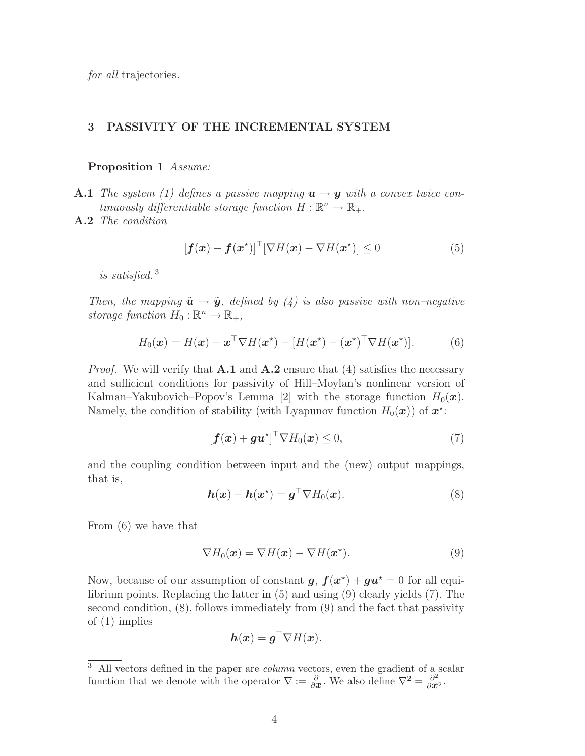*for all* trajectories.

## 3 PASSIVITY OF THE INCREMENTAL SYSTEM

**Proposition 1** *Assume:*

**A.1** *The system (1) defines a passive mapping $\boldsymbol{u} \to \boldsymbol{y}$ with a convex twice continuously differentiable storage function $H : \mathbb{R}^n \to \mathbb{R}_+$.*

**A.2** *The condition*

$$[\boldsymbol{f}(\boldsymbol{x}) - \boldsymbol{f}(\boldsymbol{x}^\star)]^\top [\nabla H(\boldsymbol{x}) - \nabla H(\boldsymbol{x}^\star)] \leq 0 \tag{5}$$

*is satisfied.*[3]

*Then, the mapping $\tilde{\boldsymbol{u}} \to \tilde{\boldsymbol{y}}$, defined by (4) is also passive with non–negative storage function $H_0 : \mathbb{R}^n \to \mathbb{R}_+$,*

$$H_0(\boldsymbol{x}) = H(\boldsymbol{x}) - \boldsymbol{x}^\top \nabla H(\boldsymbol{x}^\star) - [H(\boldsymbol{x}^\star) - (\boldsymbol{x}^\star)^\top \nabla H(\boldsymbol{x}^\star)]. \tag{6}$$

*Proof.* We will verify that **A.1** and **A.2** ensure that (4) satisfies the necessary and sufficient conditions for passivity of Hill–Moylan's nonlinear version of Kalman–Yakubovich–Popov's Lemma [2] with the storage function $H_0(\boldsymbol{x})$. Namely, the condition of stability (with Lyapunov function $H_0(\boldsymbol{x})$) of $\boldsymbol{x}^\star$:

$$[\boldsymbol{f}(\boldsymbol{x}) + \boldsymbol{g}\boldsymbol{u}^\star]^\top \nabla H_0(\boldsymbol{x}) \leq 0, \tag{7}$$

and the coupling condition between input and the (new) output mappings, that is,

$$\boldsymbol{h}(\boldsymbol{x}) - \boldsymbol{h}(\boldsymbol{x}^\star) = \boldsymbol{g}^\top \nabla H_0(\boldsymbol{x}). \tag{8}$$

From (6) we have that

$$\nabla H_0(\boldsymbol{x}) = \nabla H(\boldsymbol{x}) - \nabla H(\boldsymbol{x}^\star). \tag{9}$$

Now, because of our assumption of constant $\boldsymbol{g}$, $\boldsymbol{f}(\boldsymbol{x}^\star) + \boldsymbol{g}\boldsymbol{u}^\star = 0$ for all equilibrium points. Replacing the latter in (5) and using (9) clearly yields (7). The second condition, (8), follows immediately from (9) and the fact that passivity of (1) implies

$$\boldsymbol{h}(\boldsymbol{x}) = \boldsymbol{g}^\top \nabla H(\boldsymbol{x}).$$

[3] All vectors defined in the paper are *column* vectors, even the gradient of a scalar function that we denote with the operator $\nabla := \frac{\partial}{\partial \boldsymbol{x}}$. We also define $\nabla^2 = \frac{\partial^2}{\partial \boldsymbol{x}^2}$.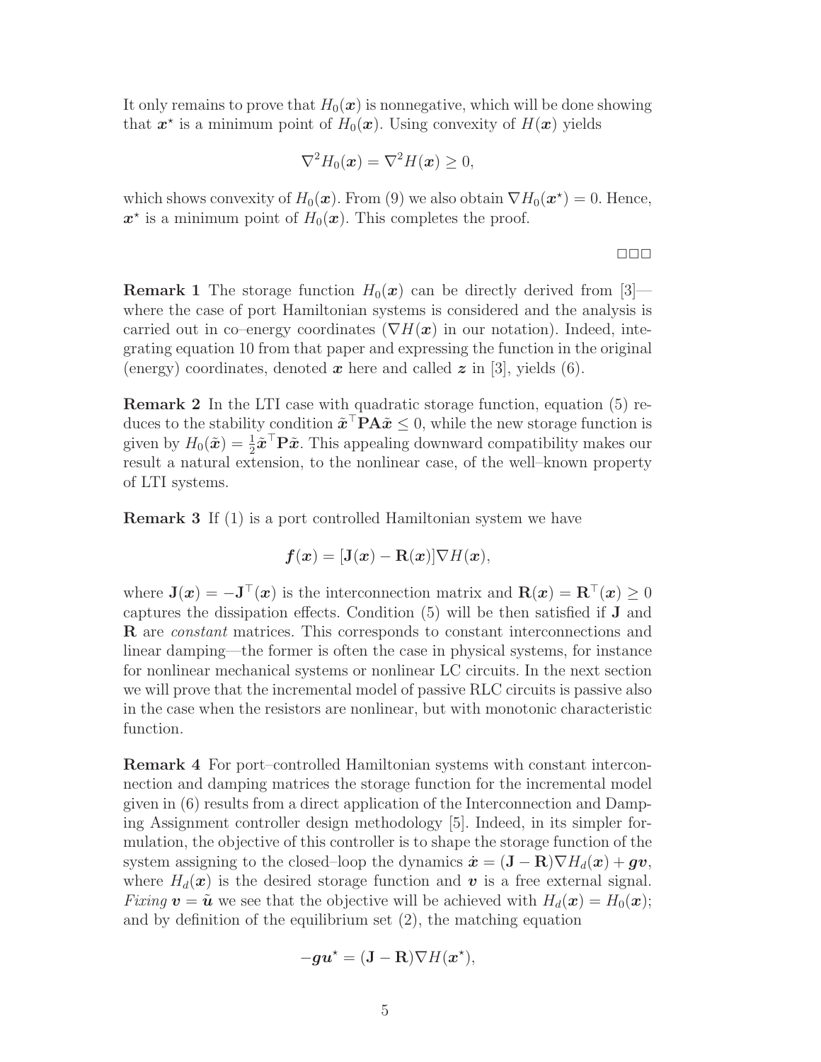It only remains to prove that $H_0(\boldsymbol{x})$ is nonnegative, which will be done showing that $\boldsymbol{x}^\star$ is a minimum point of $H_0(\boldsymbol{x})$. Using convexity of $H(\boldsymbol{x})$ yields

$$\nabla^2 H_0(\boldsymbol{x}) = \nabla^2 H(\boldsymbol{x}) \geq 0,$$

which shows convexity of $H_0(\boldsymbol{x})$. From (9) we also obtain $\nabla H_0(\boldsymbol{x}^\star) = 0$. Hence, $\boldsymbol{x}^\star$ is a minimum point of $H_0(\boldsymbol{x})$. This completes the proof.

□□□

**Remark 1** The storage function $H_0(\boldsymbol{x})$ can be directly derived from [3]—where the case of port Hamiltonian systems is considered and the analysis is carried out in co–energy coordinates ($\nabla H(\boldsymbol{x})$ in our notation). Indeed, integrating equation 10 from that paper and expressing the function in the original (energy) coordinates, denoted $\boldsymbol{x}$ here and called $\boldsymbol{z}$ in [3], yields (6).

**Remark 2** In the LTI case with quadratic storage function, equation (5) reduces to the stability condition $\tilde{\boldsymbol{x}}^\top \mathbf{P}\mathbf{A}\tilde{\boldsymbol{x}} \leq 0$, while the new storage function is given by $H_0(\tilde{\boldsymbol{x}}) = \frac{1}{2}\tilde{\boldsymbol{x}}^\top \mathbf{P}\tilde{\boldsymbol{x}}$. This appealing downward compatibility makes our result a natural extension, to the nonlinear case, of the well–known property of LTI systems.

**Remark 3** If (1) is a port controlled Hamiltonian system we have

$$\boldsymbol{f}(\boldsymbol{x}) = [\mathbf{J}(\boldsymbol{x}) - \mathbf{R}(\boldsymbol{x})]\nabla H(\boldsymbol{x}),$$

where $\mathbf{J}(\boldsymbol{x}) = -\mathbf{J}^\top(\boldsymbol{x})$ is the interconnection matrix and $\mathbf{R}(\boldsymbol{x}) = \mathbf{R}^\top(\boldsymbol{x}) \geq 0$ captures the dissipation effects. Condition (5) will be then satisfied if $\mathbf{J}$ and $\mathbf{R}$ are *constant* matrices. This corresponds to constant interconnections and linear damping—the former is often the case in physical systems, for instance for nonlinear mechanical systems or nonlinear LC circuits. In the next section we will prove that the incremental model of passive RLC circuits is passive also in the case when the resistors are nonlinear, but with monotonic characteristic function.

**Remark 4** For port–controlled Hamiltonian systems with constant interconnection and damping matrices the storage function for the incremental model given in (6) results from a direct application of the Interconnection and Damping Assignment controller design methodology [5]. Indeed, in its simpler formulation, the objective of this controller is to shape the storage function of the system assigning to the closed–loop the dynamics $\dot{\boldsymbol{x}} = (\mathbf{J} - \mathbf{R})\nabla H_d(\boldsymbol{x}) + \boldsymbol{g}\boldsymbol{v}$, where $H_d(\boldsymbol{x})$ is the desired storage function and $\boldsymbol{v}$ is a free external signal. *Fixing* $\boldsymbol{v} = \tilde{\boldsymbol{u}}$ we see that the objective will be achieved with $H_d(\boldsymbol{x}) = H_0(\boldsymbol{x})$; and by definition of the equilibrium set (2), the matching equation

$$-\boldsymbol{g}\boldsymbol{u}^\star = (\mathbf{J} - \mathbf{R})\nabla H(\boldsymbol{x}^\star),$$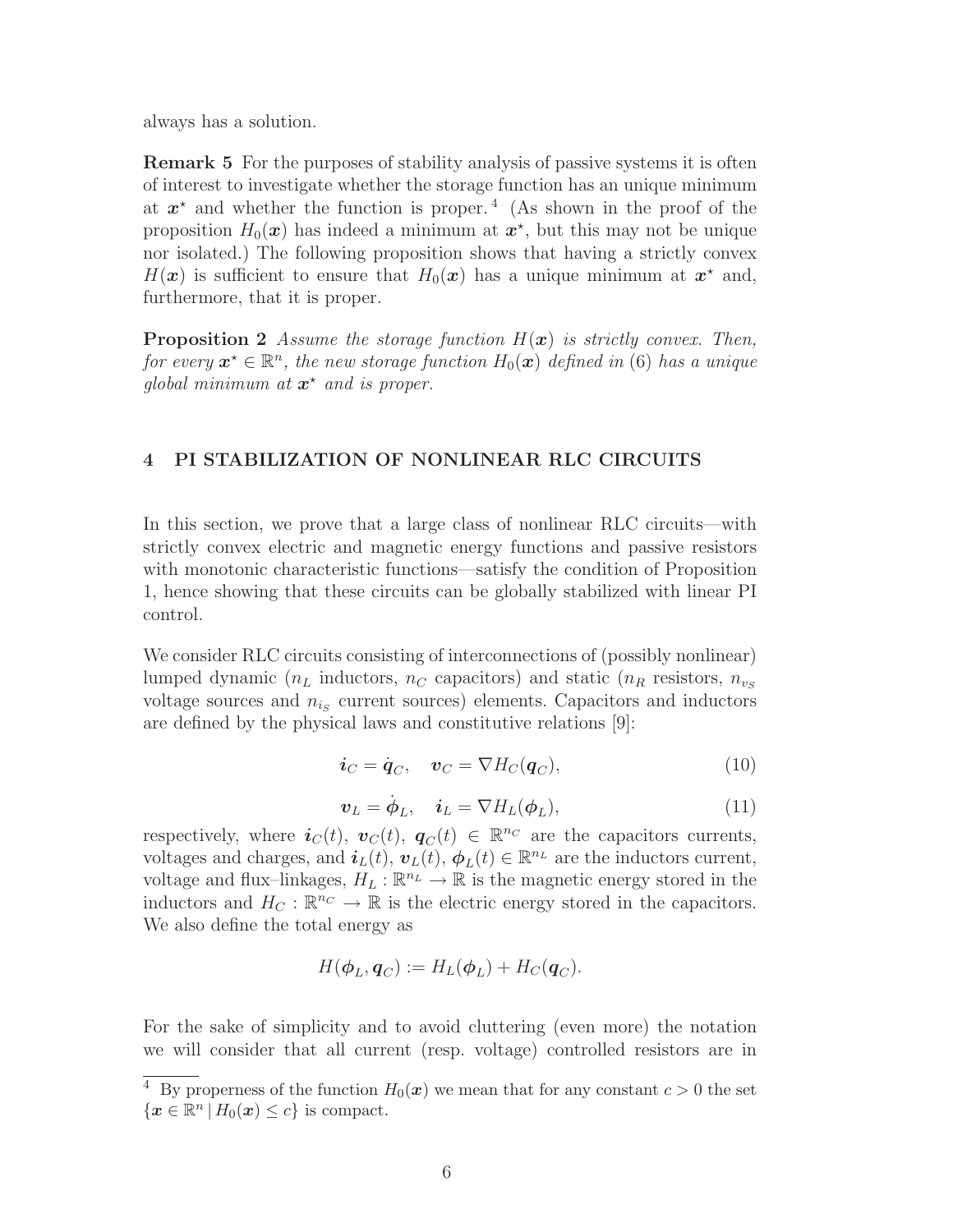always has a solution.

**Remark 5** For the purposes of stability analysis of passive systems it is often of interest to investigate whether the storage function has an unique minimum at $\boldsymbol{x}^\star$ and whether the function is proper.[4] (As shown in the proof of the proposition $H_0(\boldsymbol{x})$ has indeed a minimum at $\boldsymbol{x}^\star$, but this may not be unique nor isolated.) The following proposition shows that having a strictly convex $H(\boldsymbol{x})$ is sufficient to ensure that $H_0(\boldsymbol{x})$ has a unique minimum at $\boldsymbol{x}^\star$ and, furthermore, that it is proper.

**Proposition 2** *Assume the storage function $H(\boldsymbol{x})$ is strictly convex. Then, for every $\boldsymbol{x}^\star \in \mathbb{R}^n$, the new storage function $H_0(\boldsymbol{x})$ defined in (6) has a unique global minimum at $\boldsymbol{x}^\star$ and is proper.*

## 4 PI STABILIZATION OF NONLINEAR RLC CIRCUITS

In this section, we prove that a large class of nonlinear RLC circuits—with strictly convex electric and magnetic energy functions and passive resistors with monotonic characteristic functions—satisfy the condition of Proposition 1, hence showing that these circuits can be globally stabilized with linear PI control.

We consider RLC circuits consisting of interconnections of (possibly nonlinear) lumped dynamic ($n_L$ inductors, $n_C$ capacitors) and static ($n_R$ resistors, $n_{v_S}$ voltage sources and $n_{i_S}$ current sources) elements. Capacitors and inductors are defined by the physical laws and constitutive relations [9]:

$$\boldsymbol{i}_C = \dot{\boldsymbol{q}}_C, \quad \boldsymbol{v}_C = \nabla H_C(\boldsymbol{q}_C), \tag{10}$$

$$\boldsymbol{v}_L = \dot{\boldsymbol{\phi}}_L, \quad \boldsymbol{i}_L = \nabla H_L(\boldsymbol{\phi}_L), \tag{11}$$

respectively, where $\boldsymbol{i}_C(t),\ \boldsymbol{v}_C(t),\ \boldsymbol{q}_C(t) \in \mathbb{R}^{n_C}$ are the capacitors currents, voltages and charges, and $\boldsymbol{i}_L(t),\ \boldsymbol{v}_L(t),\ \boldsymbol{\phi}_L(t) \in \mathbb{R}^{n_L}$ are the inductors current, voltage and flux–linkages, $H_L : \mathbb{R}^{n_L} \to \mathbb{R}$ is the magnetic energy stored in the inductors and $H_C : \mathbb{R}^{n_C} \to \mathbb{R}$ is the electric energy stored in the capacitors. We also define the total energy as

$$H(\boldsymbol{\phi}_L, \boldsymbol{q}_C) := H_L(\boldsymbol{\phi}_L) + H_C(\boldsymbol{q}_C).$$

For the sake of simplicity and to avoid cluttering (even more) the notation we will consider that all current (resp. voltage) controlled resistors are in

[4] By properness of the function $H_0(\boldsymbol{x})$ we mean that for any constant $c > 0$ the set $\{\boldsymbol{x} \in \mathbb{R}^n \mid H_0(\boldsymbol{x}) \leq c\}$ is compact.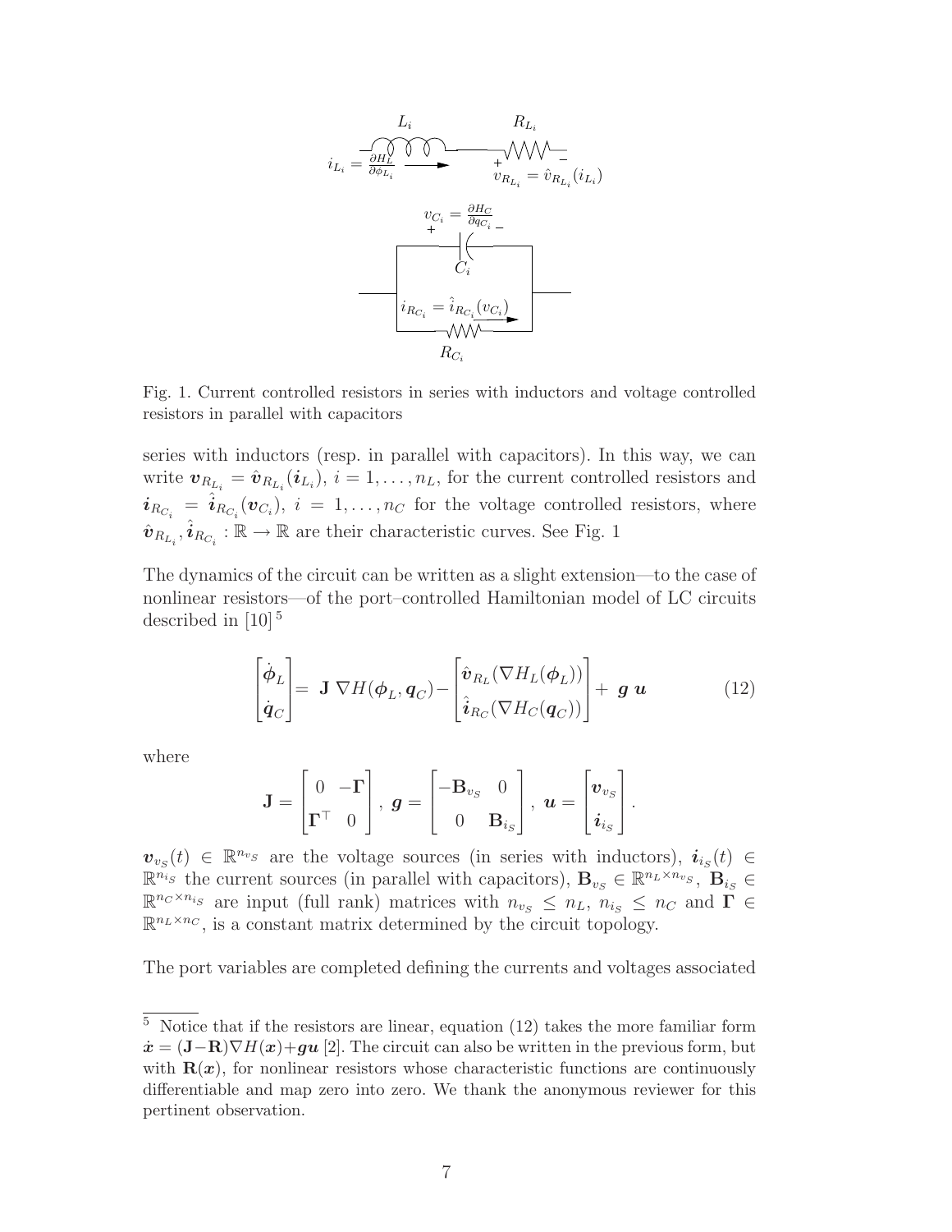Fig. 1. Current controlled resistors in series with inductors and voltage controlled resistors in parallel with capacitors

series with inductors (resp. in parallel with capacitors). In this way, we can write $\boldsymbol{v}_{R_{L_i}} = \hat{\boldsymbol{v}}_{R_{L_i}}(\boldsymbol{i}_{L_i})$, $i = 1, \ldots, n_L$, for the current controlled resistors and $\boldsymbol{i}_{R_{C_i}} = \hat{\boldsymbol{i}}_{R_{C_i}}(\boldsymbol{v}_{C_i})$, $i = 1, \ldots, n_C$ for the voltage controlled resistors, where $\hat{\boldsymbol{v}}_{R_{L_i}}, \hat{\boldsymbol{i}}_{R_{C_i}} : \mathbb{R} \to \mathbb{R}$ are their characteristic curves. See Fig. 1

The dynamics of the circuit can be written as a slight extension—to the case of nonlinear resistors—of the port–controlled Hamiltonian model of LC circuits described in [10] [5]

$$\begin{bmatrix} \dot{\boldsymbol{\phi}}_L \\ \dot{\boldsymbol{q}}_C \end{bmatrix} = \mathbf{J} \, \nabla H(\boldsymbol{\phi}_L, \boldsymbol{q}_C) - \begin{bmatrix} \hat{\boldsymbol{v}}_{R_L}(\nabla H_L(\boldsymbol{\phi}_L)) \\ \hat{\boldsymbol{i}}_{R_C}(\nabla H_C(\boldsymbol{q}_C)) \end{bmatrix} + \boldsymbol{g} \, \boldsymbol{u} \tag{12}$$

where

$$\mathbf{J} = \begin{bmatrix} 0 & -\boldsymbol{\Gamma} \\ \boldsymbol{\Gamma}^\top & 0 \end{bmatrix}, \; \boldsymbol{g} = \begin{bmatrix} -\mathbf{B}_{v_S} & 0 \\ 0 & \mathbf{B}_{i_S} \end{bmatrix}, \; \boldsymbol{u} = \begin{bmatrix} \boldsymbol{v}_{v_S} \\ \boldsymbol{i}_{i_S} \end{bmatrix}.$$

$\boldsymbol{v}_{v_S}(t) \in \mathbb{R}^{n_{v_S}}$ are the voltage sources (in series with inductors), $\boldsymbol{i}_{i_S}(t) \in \mathbb{R}^{n_{i_S}}$ the current sources (in parallel with capacitors), $\mathbf{B}_{v_S} \in \mathbb{R}^{n_L \times n_{v_S}}$, $\mathbf{B}_{i_S} \in \mathbb{R}^{n_C \times n_{i_S}}$ are input (full rank) matrices with $n_{v_S} \leq n_L$, $n_{i_S} \leq n_C$ and $\boldsymbol{\Gamma} \in \mathbb{R}^{n_L \times n_C}$, is a constant matrix determined by the circuit topology.

The port variables are completed defining the currents and voltages associated

[5] Notice that if the resistors are linear, equation (12) takes the more familiar form $\dot{\boldsymbol{x}} = (\mathbf{J} - \mathbf{R})\nabla H(\boldsymbol{x}) + \boldsymbol{g}\boldsymbol{u}$ [2]. The circuit can also be written in the previous form, but with $\mathbf{R}(\boldsymbol{x})$, for nonlinear resistors whose characteristic functions are continuously differentiable and map zero into zero. We thank the anonymous reviewer for this pertinent observation.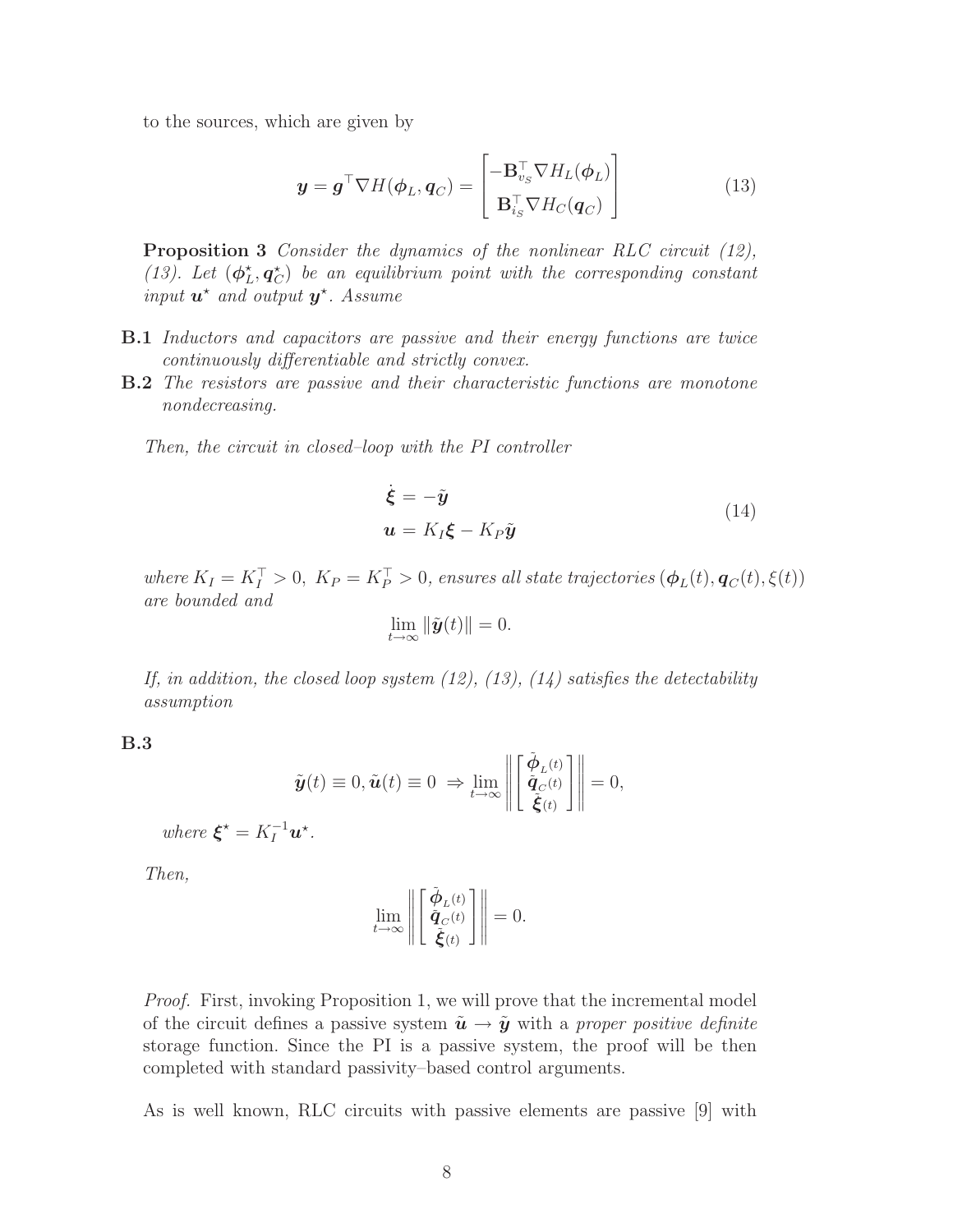to the sources, which are given by

$$
\boldsymbol{y} = \boldsymbol{g}^\top \nabla H(\boldsymbol{\phi}_L, \boldsymbol{q}_C) = \begin{bmatrix} -\mathbf{B}_{v_S}^\top \nabla H_L(\boldsymbol{\phi}_L) \\ \mathbf{B}_{i_S}^\top \nabla H_C(\boldsymbol{q}_C) \end{bmatrix} \tag{13}
$$

**Proposition 3** *Consider the dynamics of the nonlinear RLC circuit (12), (13). Let $(\boldsymbol{\phi}_L^\star, \boldsymbol{q}_C^\star)$ be an equilibrium point with the corresponding constant input $\boldsymbol{u}^\star$ and output $\boldsymbol{y}^\star$. Assume*

- **B.1** *Inductors and capacitors are passive and their energy functions are twice continuously differentiable and strictly convex.*
- **B.2** *The resistors are passive and their characteristic functions are monotone nondecreasing.*

*Then, the circuit in closed–loop with the PI controller*

$$
\begin{aligned}
\dot{\boldsymbol{\xi}} &= -\tilde{\boldsymbol{y}} \\
\boldsymbol{u} &= K_I \boldsymbol{\xi} - K_P \tilde{\boldsymbol{y}}
\end{aligned} \tag{14}
$$

*where $K_I = K_I^\top > 0,\ K_P = K_P^\top > 0$, ensures all state trajectories $(\boldsymbol{\phi}_L(t), \boldsymbol{q}_C(t), \xi(t))$ are bounded and*

$$
\lim_{t\to\infty} \|\tilde{\boldsymbol{y}}(t)\| = 0.
$$

*If, in addition, the closed loop system (12), (13), (14) satisfies the detectability assumption*

**B.3**

$$
\tilde{\boldsymbol{y}}(t) \equiv 0, \tilde{\boldsymbol{u}}(t) \equiv 0 \ \Rightarrow \lim_{t\to\infty} \left\| \begin{bmatrix} \tilde{\boldsymbol{\phi}}_L(t) \\ \tilde{\boldsymbol{q}}_C(t) \\ \tilde{\boldsymbol{\xi}}(t) \end{bmatrix} \right\| = 0,
$$

*where $\boldsymbol{\xi}^\star = K_I^{-1} \boldsymbol{u}^\star$.*

*Then,*

$$
\lim_{t\to\infty} \left\| \begin{bmatrix} \tilde{\boldsymbol{\phi}}_L(t) \\ \tilde{\boldsymbol{q}}_C(t) \\ \tilde{\boldsymbol{\xi}}(t) \end{bmatrix} \right\| = 0.
$$

*Proof.* First, invoking Proposition 1, we will prove that the incremental model of the circuit defines a passive system $\tilde{\boldsymbol{u}} \to \tilde{\boldsymbol{y}}$ with a *proper positive definite* storage function. Since the PI is a passive system, the proof will be then completed with standard passivity–based control arguments.

As is well known, RLC circuits with passive elements are passive [9] with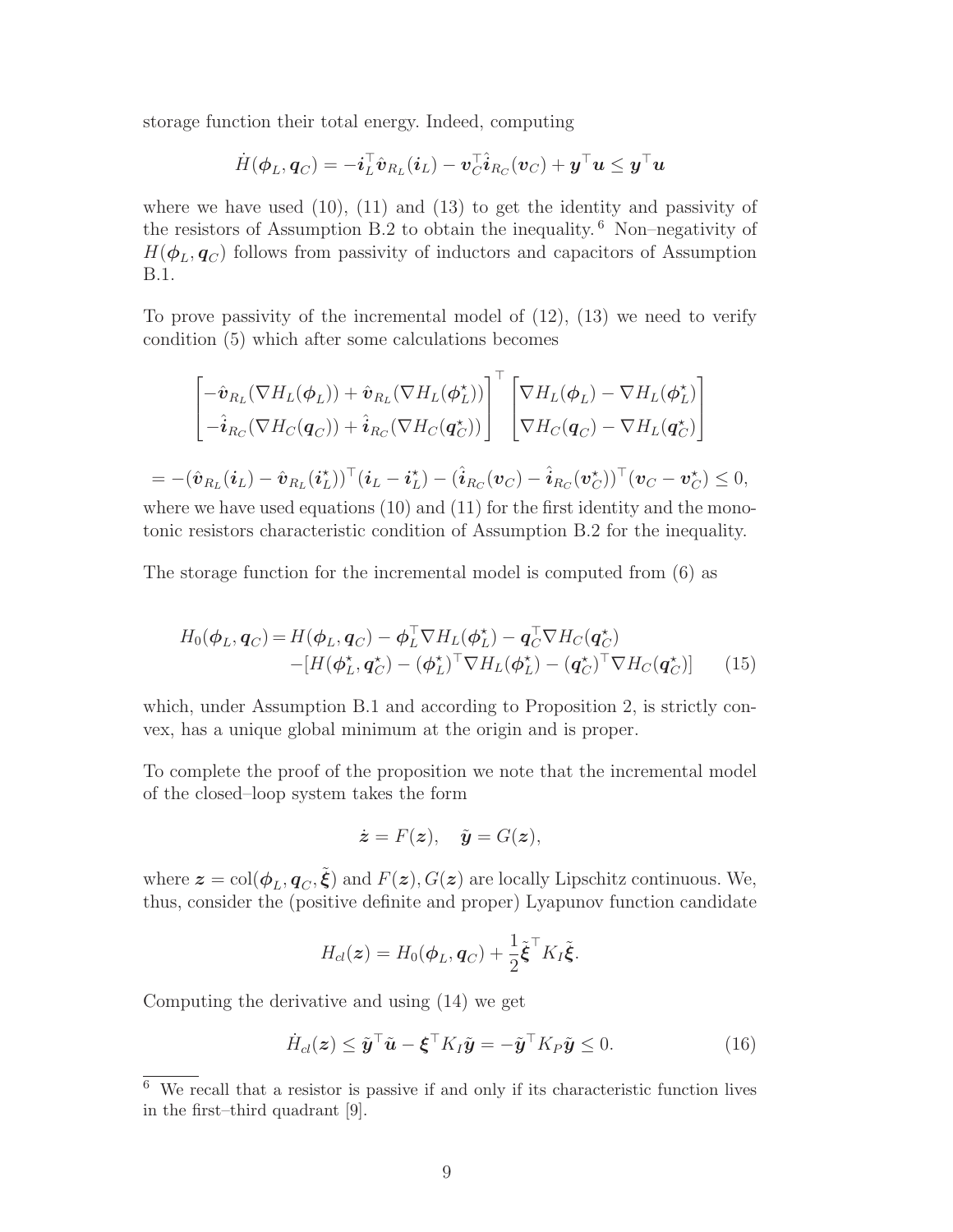storage function their total energy. Indeed, computing

$$\dot{H}(\boldsymbol{\phi}_L, \boldsymbol{q}_C) = -\boldsymbol{i}_L^\top \hat{\boldsymbol{v}}_{R_L}(\boldsymbol{i}_L) - \boldsymbol{v}_C^\top \hat{\boldsymbol{i}}_{R_C}(\boldsymbol{v}_C) + \boldsymbol{y}^\top \boldsymbol{u} \leq \boldsymbol{y}^\top \boldsymbol{u}$$

where we have used (10), (11) and (13) to get the identity and passivity of the resistors of Assumption B.2 to obtain the inequality. [6] Non–negativity of $H(\boldsymbol{\phi}_L, \boldsymbol{q}_C)$ follows from passivity of inductors and capacitors of Assumption B.1.

To prove passivity of the incremental model of (12), (13) we need to verify condition (5) which after some calculations becomes

$$\begin{bmatrix} -\hat{\boldsymbol{v}}_{R_L}(\nabla H_L(\boldsymbol{\phi}_L)) + \hat{\boldsymbol{v}}_{R_L}(\nabla H_L(\boldsymbol{\phi}_L^\star)) \\ -\hat{\boldsymbol{i}}_{R_C}(\nabla H_C(\boldsymbol{q}_C)) + \hat{\boldsymbol{i}}_{R_C}(\nabla H_C(\boldsymbol{q}_C^\star)) \end{bmatrix}^\top \begin{bmatrix} \nabla H_L(\boldsymbol{\phi}_L) - \nabla H_L(\boldsymbol{\phi}_L^\star) \\ \nabla H_C(\boldsymbol{q}_C) - \nabla H_L(\boldsymbol{q}_C^\star) \end{bmatrix}$$

$$= -(\hat{\boldsymbol{v}}_{R_L}(\boldsymbol{i}_L) - \hat{\boldsymbol{v}}_{R_L}(\boldsymbol{i}_L^\star))^\top (\boldsymbol{i}_L - \boldsymbol{i}_L^\star) - (\hat{\boldsymbol{i}}_{R_C}(\boldsymbol{v}_C) - \hat{\boldsymbol{i}}_{R_C}(\boldsymbol{v}_C^\star))^\top (\boldsymbol{v}_C - \boldsymbol{v}_C^\star) \leq 0,$$

where we have used equations (10) and (11) for the first identity and the monotonic resistors characteristic condition of Assumption B.2 for the inequality.

The storage function for the incremental model is computed from (6) as

$$\begin{aligned} H_0(\boldsymbol{\phi}_L, \boldsymbol{q}_C) = {} & H(\boldsymbol{\phi}_L, \boldsymbol{q}_C) - \boldsymbol{\phi}_L^\top \nabla H_L(\boldsymbol{\phi}_L^\star) - \boldsymbol{q}_C^\top \nabla H_C(\boldsymbol{q}_C^\star) \\ & -[H(\boldsymbol{\phi}_L^\star, \boldsymbol{q}_C^\star) - (\boldsymbol{\phi}_L^\star)^\top \nabla H_L(\boldsymbol{\phi}_L^\star) - (\boldsymbol{q}_C^\star)^\top \nabla H_C(\boldsymbol{q}_C^\star)] \end{aligned} \tag{15}$$

which, under Assumption B.1 and according to Proposition 2, is strictly convex, has a unique global minimum at the origin and is proper.

To complete the proof of the proposition we note that the incremental model of the closed–loop system takes the form

$$\dot{\boldsymbol{z}} = F(\boldsymbol{z}), \quad \tilde{\boldsymbol{y}} = G(\boldsymbol{z}),$$

where $\boldsymbol{z} = \mathrm{col}(\boldsymbol{\phi}_L, \boldsymbol{q}_C, \tilde{\boldsymbol{\xi}})$ and $F(\boldsymbol{z}), G(\boldsymbol{z})$ are locally Lipschitz continuous. We, thus, consider the (positive definite and proper) Lyapunov function candidate

$$H_{cl}(\boldsymbol{z}) = H_0(\boldsymbol{\phi}_L, \boldsymbol{q}_C) + \frac{1}{2}\tilde{\boldsymbol{\xi}}^\top K_I \tilde{\boldsymbol{\xi}}.$$

Computing the derivative and using (14) we get

$$\dot{H}_{cl}(\boldsymbol{z}) \leq \tilde{\boldsymbol{y}}^\top \tilde{\boldsymbol{u}} - \boldsymbol{\xi}^\top K_I \tilde{\boldsymbol{y}} = -\tilde{\boldsymbol{y}}^\top K_P \tilde{\boldsymbol{y}} \leq 0. \tag{16}$$

[6] We recall that a resistor is passive if and only if its characteristic function lives in the first–third quadrant [9].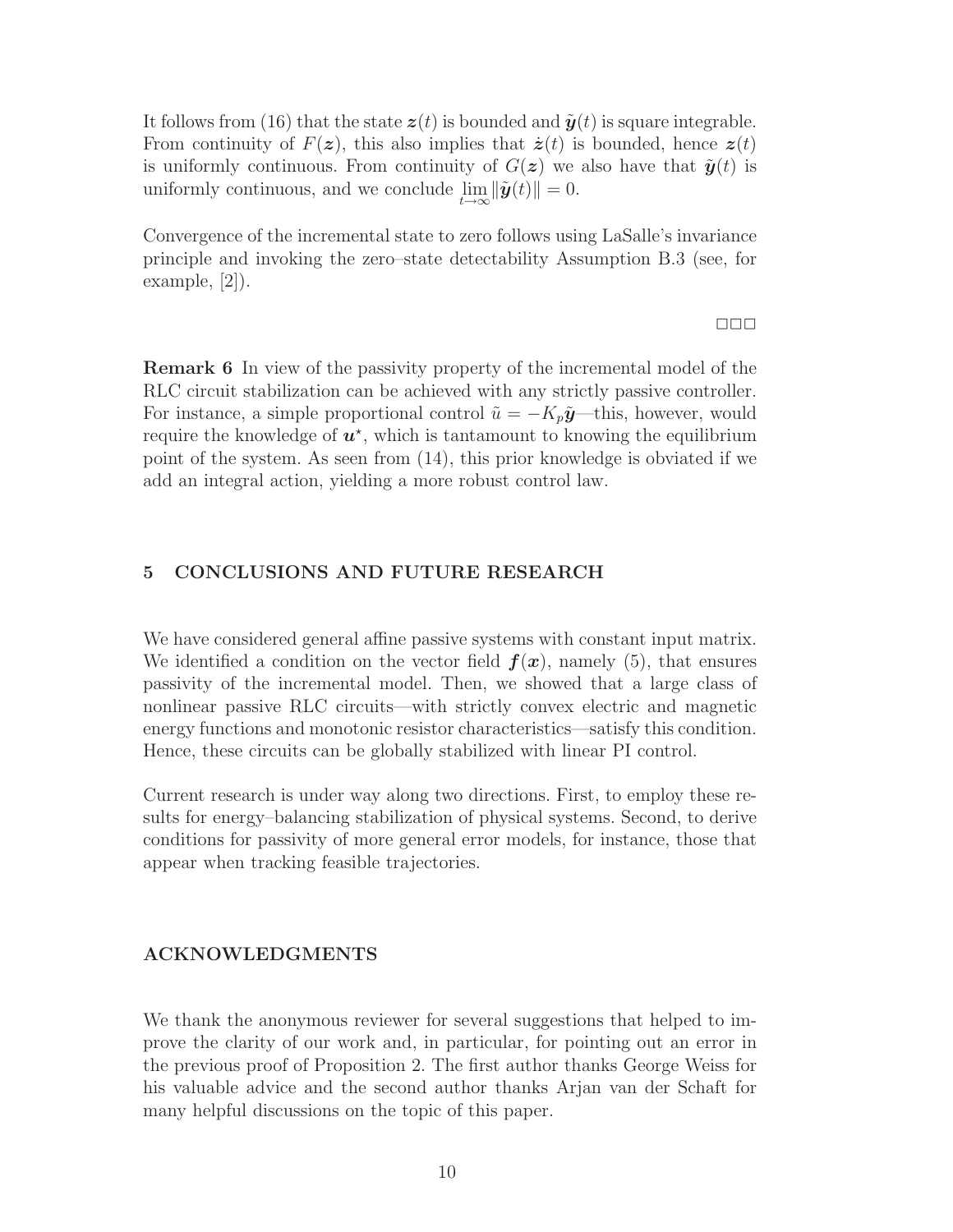It follows from (16) that the state $\boldsymbol{z}(t)$ is bounded and $\tilde{\boldsymbol{y}}(t)$ is square integrable. From continuity of $F(\boldsymbol{z})$, this also implies that $\dot{\boldsymbol{z}}(t)$ is bounded, hence $\boldsymbol{z}(t)$ is uniformly continuous. From continuity of $G(\boldsymbol{z})$ we also have that $\tilde{\boldsymbol{y}}(t)$ is uniformly continuous, and we conclude $\lim_{t\to\infty} \|\tilde{\boldsymbol{y}}(t)\| = 0$.

Convergence of the incremental state to zero follows using LaSalle's invariance principle and invoking the zero–state detectability Assumption B.3 (see, for example, [2]).

□□□

**Remark 6** In view of the passivity property of the incremental model of the RLC circuit stabilization can be achieved with any strictly passive controller. For instance, a simple proportional control $\tilde{u} = -K_p\tilde{\boldsymbol{y}}$—this, however, would require the knowledge of $\boldsymbol{u}^\star$, which is tantamount to knowing the equilibrium point of the system. As seen from (14), this prior knowledge is obviated if we add an integral action, yielding a more robust control law.

## 5 CONCLUSIONS AND FUTURE RESEARCH

We have considered general affine passive systems with constant input matrix. We identified a condition on the vector field $\boldsymbol{f}(\boldsymbol{x})$, namely (5), that ensures passivity of the incremental model. Then, we showed that a large class of nonlinear passive RLC circuits—with strictly convex electric and magnetic energy functions and monotonic resistor characteristics—satisfy this condition. Hence, these circuits can be globally stabilized with linear PI control.

Current research is under way along two directions. First, to employ these results for energy–balancing stabilization of physical systems. Second, to derive conditions for passivity of more general error models, for instance, those that appear when tracking feasible trajectories.

## ACKNOWLEDGMENTS

We thank the anonymous reviewer for several suggestions that helped to improve the clarity of our work and, in particular, for pointing out an error in the previous proof of Proposition 2. The first author thanks George Weiss for his valuable advice and the second author thanks Arjan van der Schaft for many helpful discussions on the topic of this paper.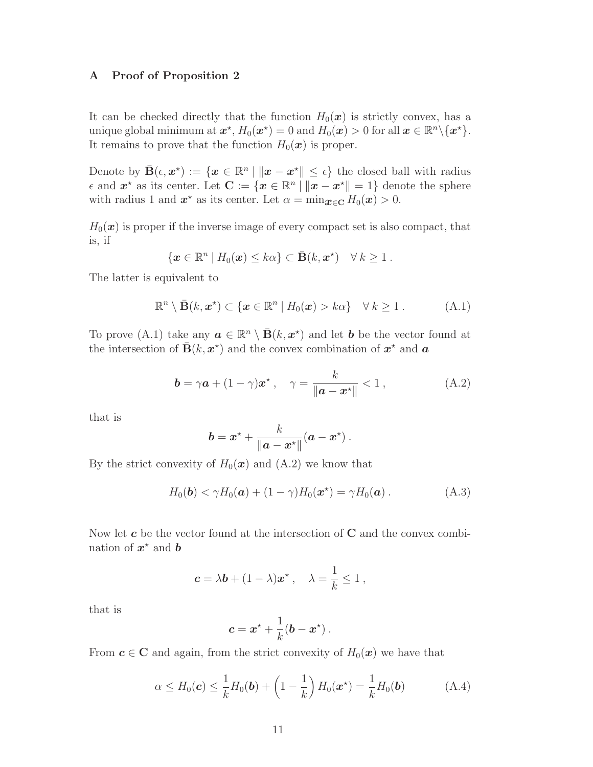## A Proof of Proposition 2

It can be checked directly that the function $H_0(\boldsymbol{x})$ is strictly convex, has a unique global minimum at $\boldsymbol{x}^\star$, $H_0(\boldsymbol{x}^\star) = 0$ and $H_0(\boldsymbol{x}) > 0$ for all $\boldsymbol{x} \in \mathbb{R}^n \backslash \{\boldsymbol{x}^\star\}$. It remains to prove that the function $H_0(\boldsymbol{x})$ is proper.

Denote by $\bar{\mathbf{B}}(\epsilon, \boldsymbol{x}^\star) := \{\boldsymbol{x} \in \mathbb{R}^n \mid \|\boldsymbol{x} - \boldsymbol{x}^\star\| \leq \epsilon\}$ the closed ball with radius $\epsilon$ and $\boldsymbol{x}^\star$ as its center. Let $\mathbf{C} := \{\boldsymbol{x} \in \mathbb{R}^n \mid \|\boldsymbol{x} - \boldsymbol{x}^\star\| = 1\}$ denote the sphere with radius 1 and $\boldsymbol{x}^\star$ as its center. Let $\alpha = \min_{\boldsymbol{x} \in \mathbf{C}} H_0(\boldsymbol{x}) > 0$.

$H_0(\boldsymbol{x})$ is proper if the inverse image of every compact set is also compact, that is, if

$$\{\boldsymbol{x} \in \mathbb{R}^n \mid H_0(\boldsymbol{x}) \leq k\alpha\} \subset \bar{\mathbf{B}}(k, \boldsymbol{x}^\star) \quad \forall\, k \geq 1 \,.$$

The latter is equivalent to

$$\mathbb{R}^n \setminus \bar{\mathbf{B}}(k, \boldsymbol{x}^\star) \subset \{\boldsymbol{x} \in \mathbb{R}^n \mid H_0(\boldsymbol{x}) > k\alpha\} \quad \forall\, k \geq 1 \,. \tag{A.1}$$

To prove (A.1) take any $\boldsymbol{a} \in \mathbb{R}^n \setminus \bar{\mathbf{B}}(k, \boldsymbol{x}^\star)$ and let $\boldsymbol{b}$ be the vector found at the intersection of $\bar{\mathbf{B}}(k, \boldsymbol{x}^\star)$ and the convex combination of $\boldsymbol{x}^\star$ and $\boldsymbol{a}$

$$\boldsymbol{b} = \gamma \boldsymbol{a} + (1 - \gamma)\boldsymbol{x}^\star \,, \quad \gamma = \frac{k}{\|\boldsymbol{a} - \boldsymbol{x}^\star\|} < 1 \,, \tag{A.2}$$

that is

$$\boldsymbol{b} = \boldsymbol{x}^\star + \frac{k}{\|\boldsymbol{a} - \boldsymbol{x}^\star\|}(\boldsymbol{a} - \boldsymbol{x}^\star) \,.$$

By the strict convexity of $H_0(\boldsymbol{x})$ and (A.2) we know that

$$H_0(\boldsymbol{b}) < \gamma H_0(\boldsymbol{a}) + (1 - \gamma) H_0(\boldsymbol{x}^\star) = \gamma H_0(\boldsymbol{a}) \,. \tag{A.3}$$

Now let $\boldsymbol{c}$ be the vector found at the intersection of $\mathbf{C}$ and the convex combination of $\boldsymbol{x}^\star$ and $\boldsymbol{b}$

$$\boldsymbol{c} = \lambda \boldsymbol{b} + (1 - \lambda)\boldsymbol{x}^\star \,, \quad \lambda = \frac{1}{k} \leq 1 \,,$$

that is

$$\boldsymbol{c} = \boldsymbol{x}^\star + \frac{1}{k}(\boldsymbol{b} - \boldsymbol{x}^\star) \,.$$

From $\boldsymbol{c} \in \mathbf{C}$ and again, from the strict convexity of $H_0(\boldsymbol{x})$ we have that

$$\alpha \leq H_0(\boldsymbol{c}) \leq \frac{1}{k} H_0(\boldsymbol{b}) + \left(1 - \frac{1}{k}\right) H_0(\boldsymbol{x}^\star) = \frac{1}{k} H_0(\boldsymbol{b}) \tag{A.4}$$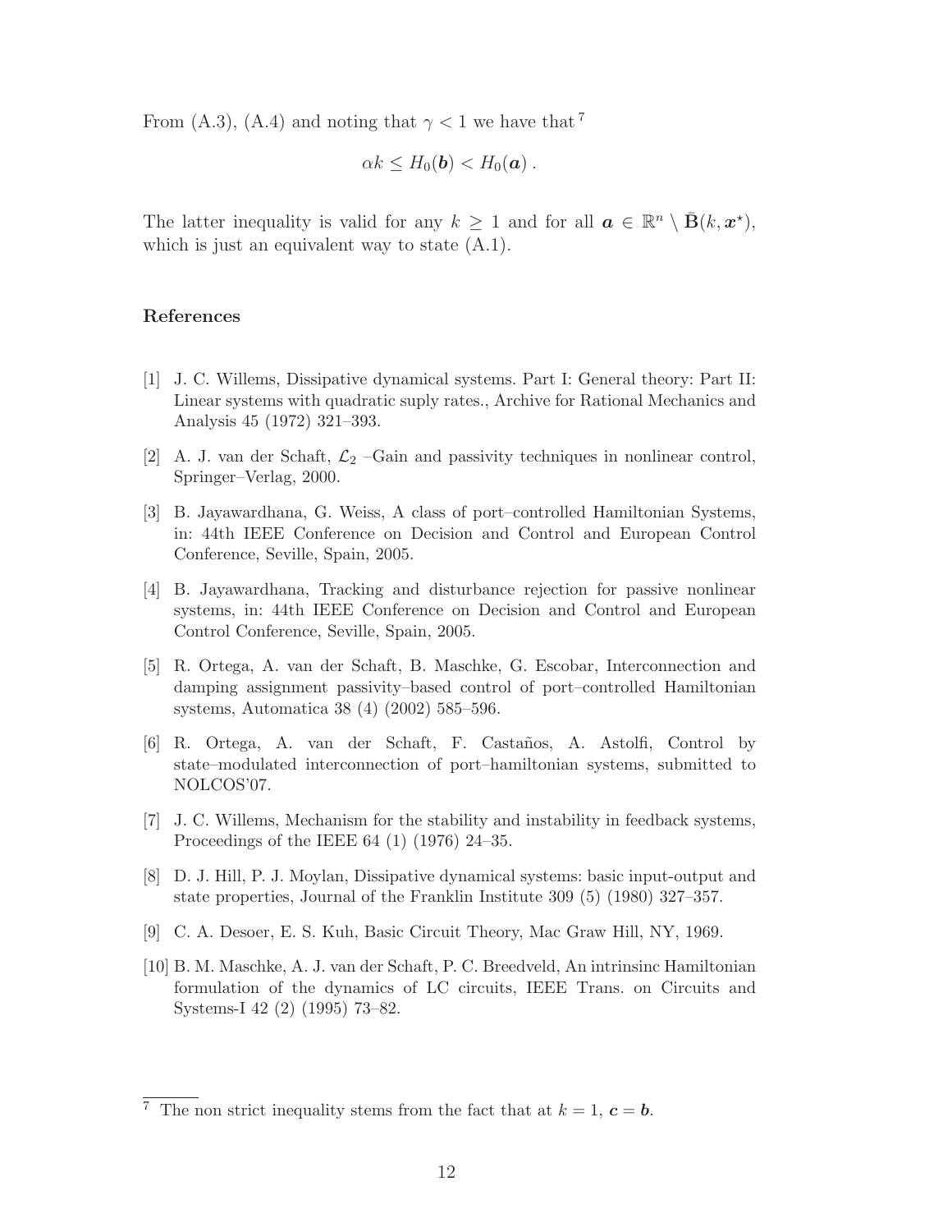From (A.3), (A.4) and noting that $\gamma < 1$ we have that [7]

$$\alpha k \leq H_0(\boldsymbol{b}) < H_0(\boldsymbol{a}) .$$

The latter inequality is valid for any $k \geq 1$ and for all $\boldsymbol{a} \in \mathbb{R}^n \setminus \bar{\mathbf{B}}(k, \boldsymbol{x}^\star)$, which is just an equivalent way to state (A.1).

## References

[1] J. C. Willems, Dissipative dynamical systems. Part I: General theory: Part II: Linear systems with quadratic suply rates., Archive for Rational Mechanics and Analysis 45 (1972) 321–393.

[2] A. J. van der Schaft, $\mathcal{L}_2$ –Gain and passivity techniques in nonlinear control, Springer–Verlag, 2000.

[3] B. Jayawardhana, G. Weiss, A class of port–controlled Hamiltonian Systems, in: 44th IEEE Conference on Decision and Control and European Control Conference, Seville, Spain, 2005.

[4] B. Jayawardhana, Tracking and disturbance rejection for passive nonlinear systems, in: 44th IEEE Conference on Decision and Control and European Control Conference, Seville, Spain, 2005.

[5] R. Ortega, A. van der Schaft, B. Maschke, G. Escobar, Interconnection and damping assignment passivity–based control of port–controlled Hamiltonian systems, Automatica 38 (4) (2002) 585–596.

[6] R. Ortega, A. van der Schaft, F. Castaños, A. Astolfi, Control by state–modulated interconnection of port–hamiltonian systems, submitted to NOLCOS'07.

[7] J. C. Willems, Mechanism for the stability and instability in feedback systems, Proceedings of the IEEE 64 (1) (1976) 24–35.

[8] D. J. Hill, P. J. Moylan, Dissipative dynamical systems: basic input-output and state properties, Journal of the Franklin Institute 309 (5) (1980) 327–357.

[9] C. A. Desoer, E. S. Kuh, Basic Circuit Theory, Mac Graw Hill, NY, 1969.

[10] B. M. Maschke, A. J. van der Schaft, P. C. Breedveld, An intrinsinc Hamiltonian formulation of the dynamics of LC circuits, IEEE Trans. on Circuits and Systems-I 42 (2) (1995) 73–82.

[7] The non strict inequality stems from the fact that at $k = 1$, $\boldsymbol{c} = \boldsymbol{b}$.